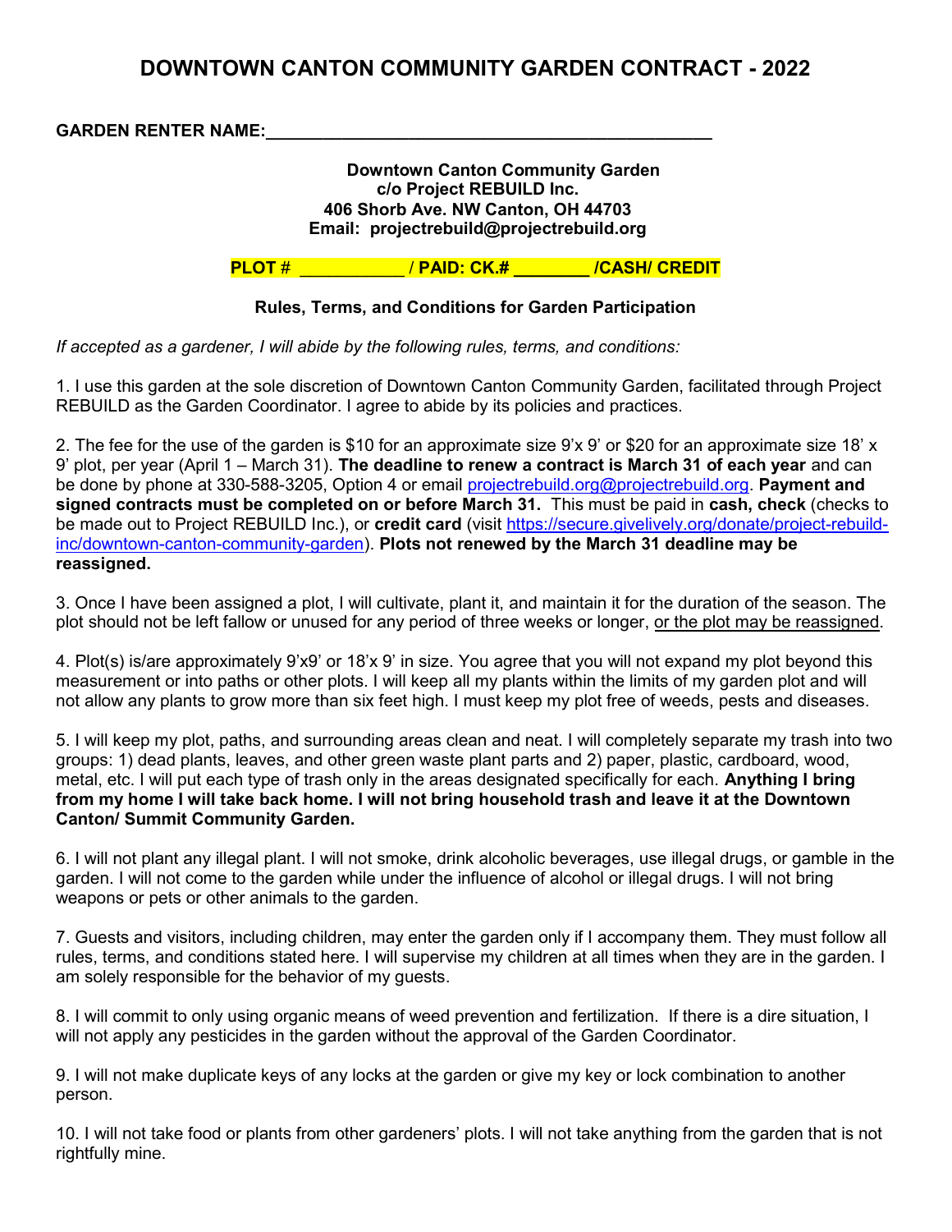# DOWNTOWN CANTON COMMUNITY GARDEN CONTRACT - 2022

**GARDEN RENTER NAME:**_______________________________________________

**Downtown Canton Community Garden**
**c/o Project REBUILD Inc.**
**406 Shorb Ave. NW Canton, OH 44703**
**Email: projectrebuild@projectrebuild.org**

**PLOT # ___________ / PAID: CK.# ________ /CASH/ CREDIT**

### Rules, Terms, and Conditions for Garden Participation

*If accepted as a gardener, I will abide by the following rules, terms, and conditions:*

1. I use this garden at the sole discretion of Downtown Canton Community Garden, facilitated through Project REBUILD as the Garden Coordinator. I agree to abide by its policies and practices.

2. The fee for the use of the garden is $10 for an approximate size 9'x 9' or $20 for an approximate size 18' x 9' plot, per year (April 1 – March 31). **The deadline to renew a contract is March 31 of each year** and can be done by phone at 330-588-3205, Option 4 or email projectrebuild.org@projectrebuild.org. **Payment and signed contracts must be completed on or before March 31.** This must be paid in **cash, check** (checks to be made out to Project REBUILD Inc.), or **credit card** (visit https://secure.givelively.org/donate/project-rebuild-inc/downtown-canton-community-garden). **Plots not renewed by the March 31 deadline may be reassigned.**

3. Once I have been assigned a plot, I will cultivate, plant it, and maintain it for the duration of the season. The plot should not be left fallow or unused for any period of three weeks or longer, or the plot may be reassigned.

4. Plot(s) is/are approximately 9'x9' or 18'x 9' in size. You agree that you will not expand my plot beyond this measurement or into paths or other plots. I will keep all my plants within the limits of my garden plot and will not allow any plants to grow more than six feet high. I must keep my plot free of weeds, pests and diseases.

5. I will keep my plot, paths, and surrounding areas clean and neat. I will completely separate my trash into two groups: 1) dead plants, leaves, and other green waste plant parts and 2) paper, plastic, cardboard, wood, metal, etc. I will put each type of trash only in the areas designated specifically for each. **Anything I bring from my home I will take back home. I will not bring household trash and leave it at the Downtown Canton/ Summit Community Garden.**

6. I will not plant any illegal plant. I will not smoke, drink alcoholic beverages, use illegal drugs, or gamble in the garden. I will not come to the garden while under the influence of alcohol or illegal drugs. I will not bring weapons or pets or other animals to the garden.

7. Guests and visitors, including children, may enter the garden only if I accompany them. They must follow all rules, terms, and conditions stated here. I will supervise my children at all times when they are in the garden. I am solely responsible for the behavior of my guests.

8. I will commit to only using organic means of weed prevention and fertilization. If there is a dire situation, I will not apply any pesticides in the garden without the approval of the Garden Coordinator.

9. I will not make duplicate keys of any locks at the garden or give my key or lock combination to another person.

10. I will not take food or plants from other gardeners' plots. I will not take anything from the garden that is not rightfully mine.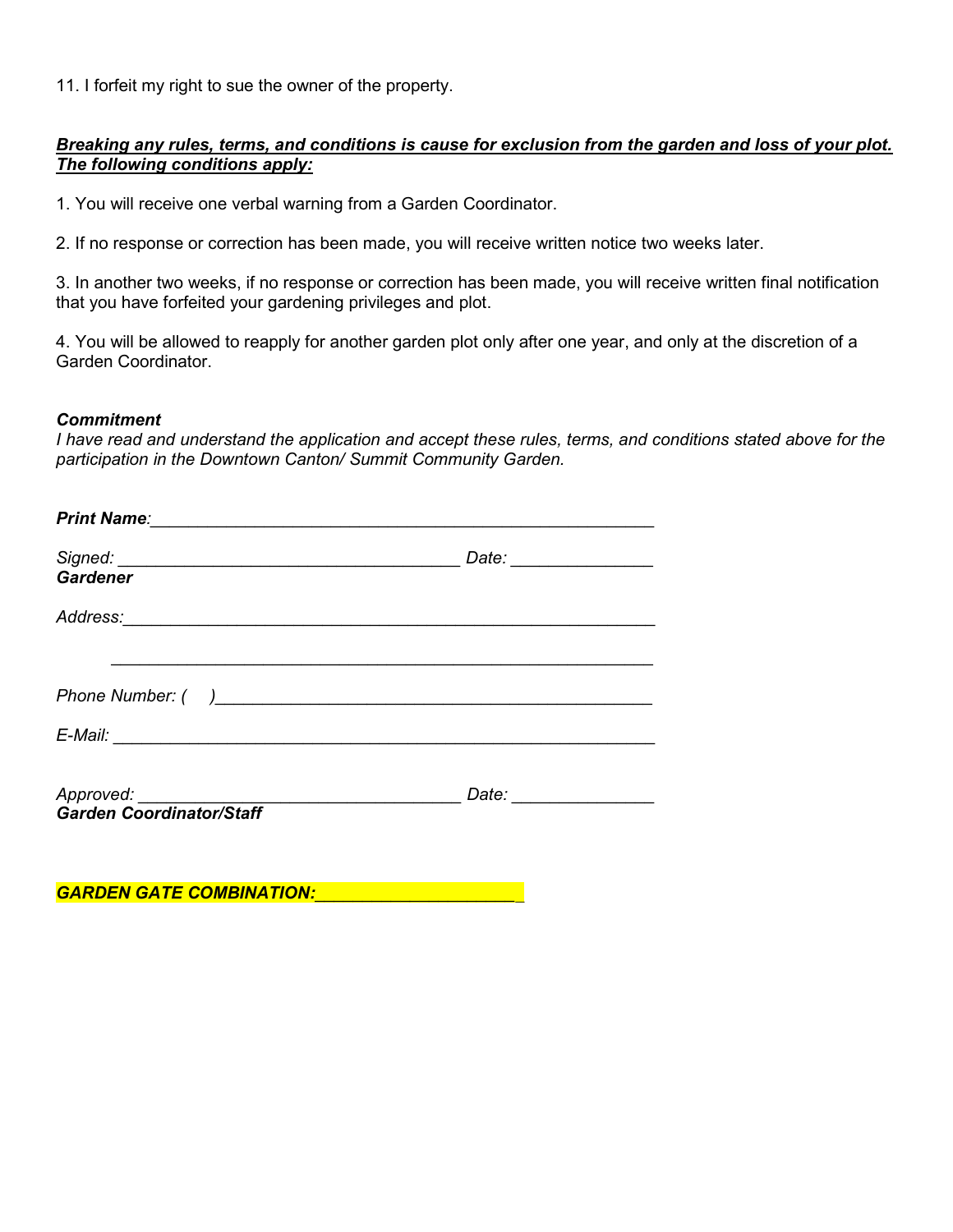11. I forfeit my right to sue the owner of the property.

***<u>Breaking any rules, terms, and conditions is cause for exclusion from the garden and loss of your plot. The following conditions apply:</u>***

1. You will receive one verbal warning from a Garden Coordinator.

2. If no response or correction has been made, you will receive written notice two weeks later.

3. In another two weeks, if no response or correction has been made, you will receive written final notification that you have forfeited your gardening privileges and plot.

4. You will be allowed to reapply for another garden plot only after one year, and only at the discretion of a Garden Coordinator.

***Commitment***
*I have read and understand the application and accept these rules, terms, and conditions stated above for the participation in the Downtown Canton/ Summit Community Garden.*

***Print Name***:_______________________________________________________

*Signed:* _____________________________________ *Date:* _______________
***Gardener***

*Address:*_____________________________________________________________

_____________________________________________________________

*Phone Number:* ( )_____________________________________________

*E-Mail:* _____________________________________________________________

*Approved:* ___________________________________ *Date:* _______________
***Garden Coordinator/Staff***

***GARDEN GATE COMBINATION:***______________________